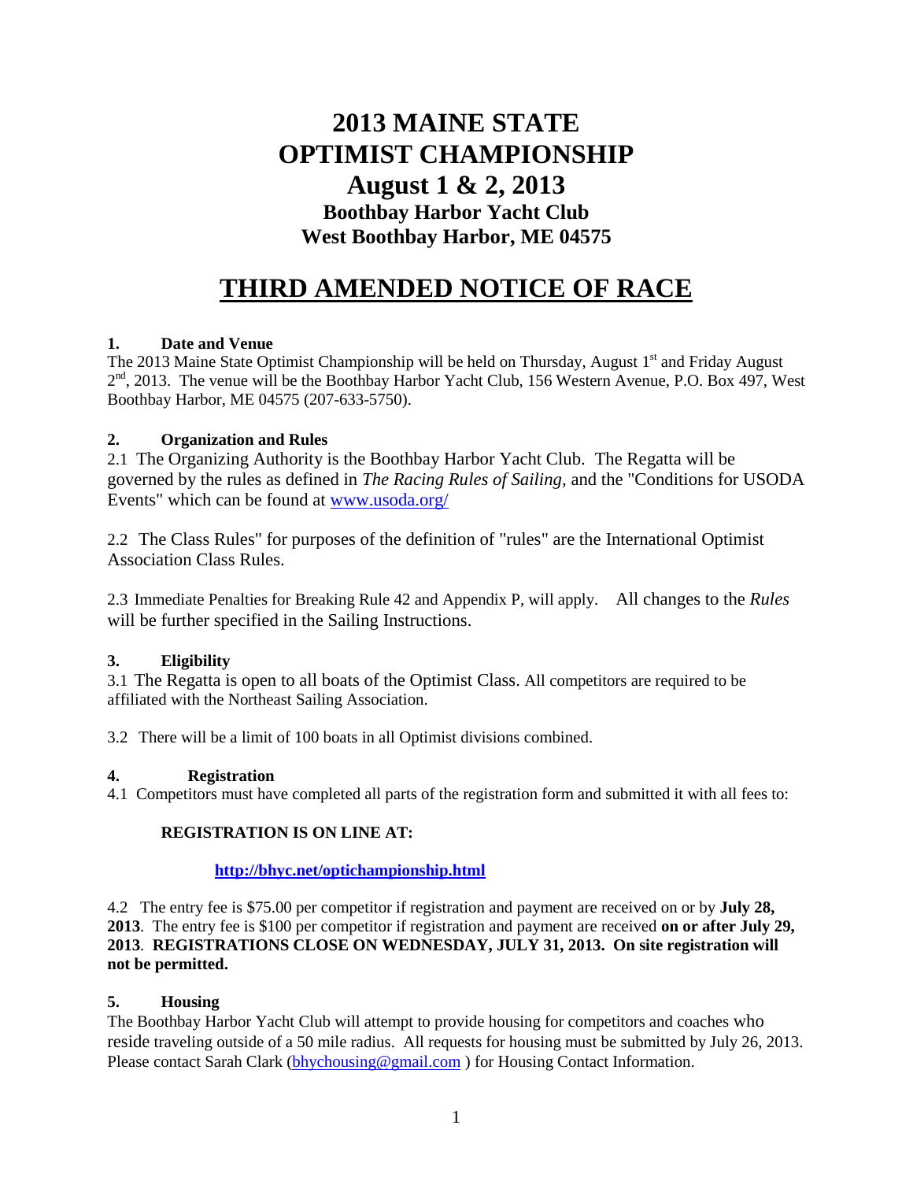# 2013 MAINE STATE OPTIMIST CHAMPIONSHIP

# August 1 & 2, 2013

## Boothbay Harbor Yacht Club

## West Boothbay Harbor, ME 04575

# THIRD AMENDED NOTICE OF RACE

**1. Date and Venue**

The 2013 Maine State Optimist Championship will be held on Thursday, August 1st and Friday August 2nd, 2013. The venue will be the Boothbay Harbor Yacht Club, 156 Western Avenue, P.O. Box 497, West Boothbay Harbor, ME 04575 (207-633-5750).

**2. Organization and Rules**

2.1 The Organizing Authority is the Boothbay Harbor Yacht Club. The Regatta will be governed by the rules as defined in *The Racing Rules of Sailing,* and the "Conditions for USODA Events" which can be found at www.usoda.org/

2.2 The Class Rules" for purposes of the definition of "rules" are the International Optimist Association Class Rules.

2.3 Immediate Penalties for Breaking Rule 42 and Appendix P, will apply. All changes to the *Rules* will be further specified in the Sailing Instructions.

**3. Eligibility**

3.1 The Regatta is open to all boats of the Optimist Class. All competitors are required to be affiliated with the Northeast Sailing Association.

3.2 There will be a limit of 100 boats in all Optimist divisions combined.

**4. Registration**

4.1 Competitors must have completed all parts of the registration form and submitted it with all fees to:

**REGISTRATION IS ON LINE AT:**

**http://bhyc.net/optichampionship.html**

4.2 The entry fee is $75.00 per competitor if registration and payment are received on or by **July 28, 2013**. The entry fee is $100 per competitor if registration and payment are received **on or after July 29, 2013**. **REGISTRATIONS CLOSE ON WEDNESDAY, JULY 31, 2013. On site registration will not be permitted.**

**5. Housing**

The Boothbay Harbor Yacht Club will attempt to provide housing for competitors and coaches who reside traveling outside of a 50 mile radius. All requests for housing must be submitted by July 26, 2013. Please contact Sarah Clark (bhychousing@gmail.com ) for Housing Contact Information.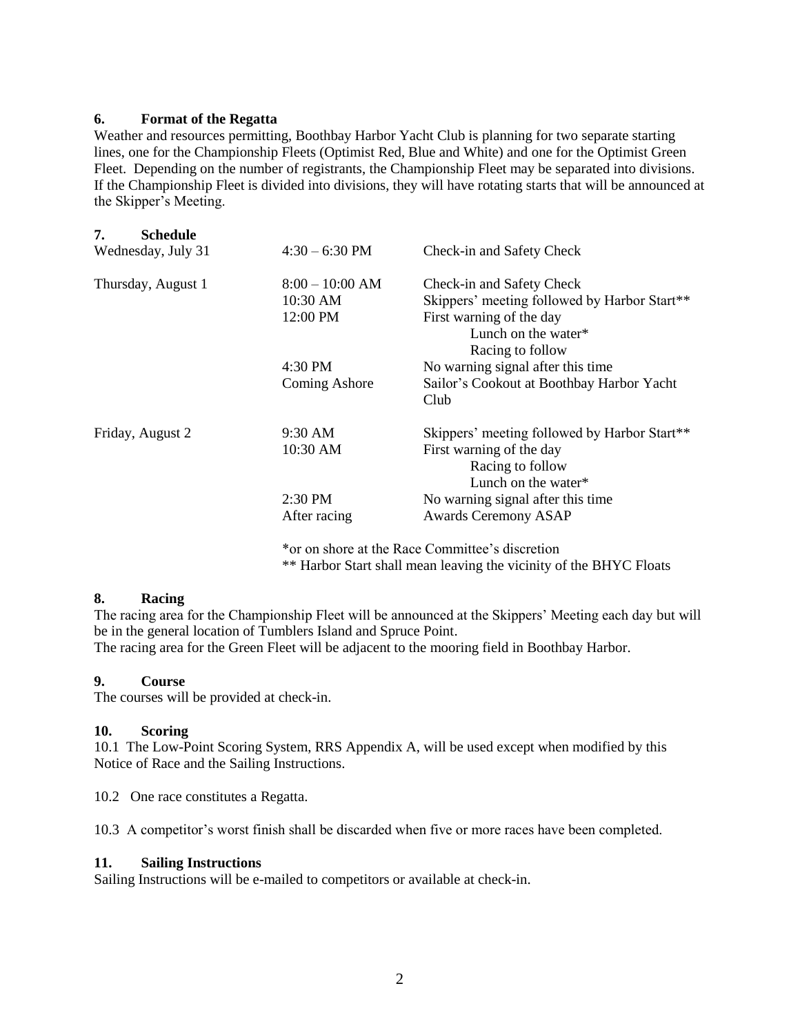## 6. Format of the Regatta

Weather and resources permitting, Boothbay Harbor Yacht Club is planning for two separate starting lines, one for the Championship Fleets (Optimist Red, Blue and White) and one for the Optimist Green Fleet. Depending on the number of registrants, the Championship Fleet may be separated into divisions. If the Championship Fleet is divided into divisions, they will have rotating starts that will be announced at the Skipper's Meeting.

## 7. Schedule

| | | |
|---|---|---|
| Wednesday, July 31 | 4:30 – 6:30 PM | Check-in and Safety Check |
| Thursday, August 1 | 8:00 – 10:00 AM | Check-in and Safety Check |
| | 10:30 AM | Skippers' meeting followed by Harbor Start** |
| | 12:00 PM | First warning of the day<br>Lunch on the water*<br>Racing to follow |
| | 4:30 PM | No warning signal after this time |
| | Coming Ashore | Sailor's Cookout at Boothbay Harbor Yacht Club |
| Friday, August 2 | 9:30 AM | Skippers' meeting followed by Harbor Start** |
| | 10:30 AM | First warning of the day<br>Racing to follow<br>Lunch on the water* |
| | 2:30 PM | No warning signal after this time |
| | After racing | Awards Ceremony ASAP |

*or on shore at the Race Committee's discretion

** Harbor Start shall mean leaving the vicinity of the BHYC Floats

## 8. Racing

The racing area for the Championship Fleet will be announced at the Skippers' Meeting each day but will be in the general location of Tumblers Island and Spruce Point.

The racing area for the Green Fleet will be adjacent to the mooring field in Boothbay Harbor.

## 9. Course

The courses will be provided at check-in.

## 10. Scoring

10.1 The Low-Point Scoring System, RRS Appendix A, will be used except when modified by this Notice of Race and the Sailing Instructions.

10.2 One race constitutes a Regatta.

10.3 A competitor's worst finish shall be discarded when five or more races have been completed.

## 11. Sailing Instructions

Sailing Instructions will be e-mailed to competitors or available at check-in.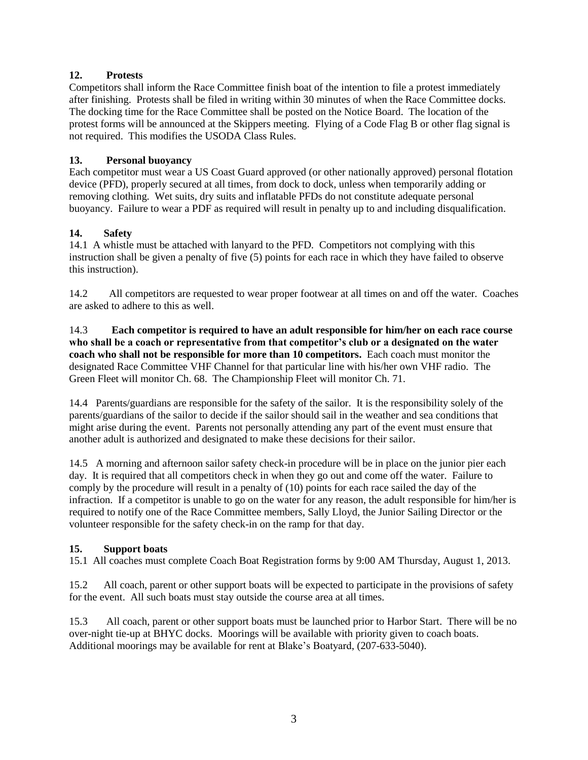**12. Protests**

Competitors shall inform the Race Committee finish boat of the intention to file a protest immediately after finishing. Protests shall be filed in writing within 30 minutes of when the Race Committee docks. The docking time for the Race Committee shall be posted on the Notice Board. The location of the protest forms will be announced at the Skippers meeting. Flying of a Code Flag B or other flag signal is not required. This modifies the USODA Class Rules.

**13. Personal buoyancy**

Each competitor must wear a US Coast Guard approved (or other nationally approved) personal flotation device (PFD), properly secured at all times, from dock to dock, unless when temporarily adding or removing clothing. Wet suits, dry suits and inflatable PFDs do not constitute adequate personal buoyancy. Failure to wear a PDF as required will result in penalty up to and including disqualification.

**14. Safety**

14.1 A whistle must be attached with lanyard to the PFD. Competitors not complying with this instruction shall be given a penalty of five (5) points for each race in which they have failed to observe this instruction).

14.2 All competitors are requested to wear proper footwear at all times on and off the water. Coaches are asked to adhere to this as well.

14.3 **Each competitor is required to have an adult responsible for him/her on each race course who shall be a coach or representative from that competitor's club or a designated on the water coach who shall not be responsible for more than 10 competitors.** Each coach must monitor the designated Race Committee VHF Channel for that particular line with his/her own VHF radio. The Green Fleet will monitor Ch. 68. The Championship Fleet will monitor Ch. 71.

14.4 Parents/guardians are responsible for the safety of the sailor. It is the responsibility solely of the parents/guardians of the sailor to decide if the sailor should sail in the weather and sea conditions that might arise during the event. Parents not personally attending any part of the event must ensure that another adult is authorized and designated to make these decisions for their sailor.

14.5 A morning and afternoon sailor safety check-in procedure will be in place on the junior pier each day. It is required that all competitors check in when they go out and come off the water. Failure to comply by the procedure will result in a penalty of (10) points for each race sailed the day of the infraction. If a competitor is unable to go on the water for any reason, the adult responsible for him/her is required to notify one of the Race Committee members, Sally Lloyd, the Junior Sailing Director or the volunteer responsible for the safety check-in on the ramp for that day.

**15. Support boats**

15.1 All coaches must complete Coach Boat Registration forms by 9:00 AM Thursday, August 1, 2013.

15.2 All coach, parent or other support boats will be expected to participate in the provisions of safety for the event. All such boats must stay outside the course area at all times.

15.3 All coach, parent or other support boats must be launched prior to Harbor Start. There will be no over-night tie-up at BHYC docks. Moorings will be available with priority given to coach boats. Additional moorings may be available for rent at Blake's Boatyard, (207-633-5040).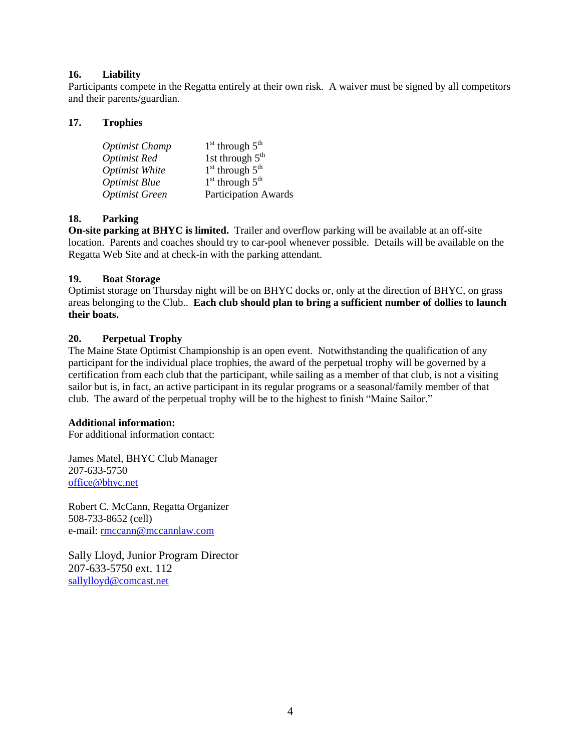## 16. Liability

Participants compete in the Regatta entirely at their own risk. A waiver must be signed by all competitors and their parents/guardian.

## 17. Trophies

| | |
|---|---|
| *Optimist Champ* | 1st through 5th |
| *Optimist Red* | 1st through 5th |
| *Optimist White* | 1st through 5th |
| *Optimist Blue* | 1st through 5th |
| *Optimist Green* | Participation Awards |

## 18. Parking

**On-site parking at BHYC is limited.** Trailer and overflow parking will be available at an off-site location. Parents and coaches should try to car-pool whenever possible. Details will be available on the Regatta Web Site and at check-in with the parking attendant.

## 19. Boat Storage

Optimist storage on Thursday night will be on BHYC docks or, only at the direction of BHYC, on grass areas belonging to the Club.. **Each club should plan to bring a sufficient number of dollies to launch their boats.**

## 20. Perpetual Trophy

The Maine State Optimist Championship is an open event. Notwithstanding the qualification of any participant for the individual place trophies, the award of the perpetual trophy will be governed by a certification from each club that the participant, while sailing as a member of that club, is not a visiting sailor but is, in fact, an active participant in its regular programs or a seasonal/family member of that club. The award of the perpetual trophy will be to the highest to finish "Maine Sailor."

**Additional information:**

For additional information contact:

James Matel, BHYC Club Manager
207-633-5750
office@bhyc.net

Robert C. McCann, Regatta Organizer
508-733-8652 (cell)
e-mail: rmccann@mccannlaw.com

Sally Lloyd, Junior Program Director
207-633-5750 ext. 112
sallylloyd@comcast.net